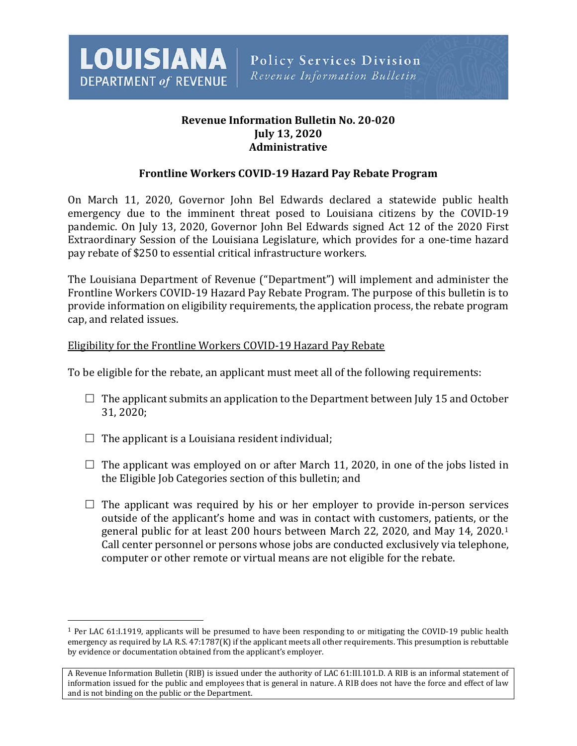**LOUISIANA DEPARTMENT *of* REVENUE** | **Policy Services Division** *Revenue Information Bulletin*

**Revenue Information Bulletin No. 20-020**
**July 13, 2020**
**Administrative**

## Frontline Workers COVID-19 Hazard Pay Rebate Program

On March 11, 2020, Governor John Bel Edwards declared a statewide public health emergency due to the imminent threat posed to Louisiana citizens by the COVID-19 pandemic. On July 13, 2020, Governor John Bel Edwards signed Act 12 of the 2020 First Extraordinary Session of the Louisiana Legislature, which provides for a one-time hazard pay rebate of $250 to essential critical infrastructure workers.

The Louisiana Department of Revenue ("Department") will implement and administer the Frontline Workers COVID-19 Hazard Pay Rebate Program. The purpose of this bulletin is to provide information on eligibility requirements, the application process, the rebate program cap, and related issues.

<u>Eligibility for the Frontline Workers COVID-19 Hazard Pay Rebate</u>

To be eligible for the rebate, an applicant must meet all of the following requirements:

- ☐ The applicant submits an application to the Department between July 15 and October 31, 2020;
- ☐ The applicant is a Louisiana resident individual;
- ☐ The applicant was employed on or after March 11, 2020, in one of the jobs listed in the Eligible Job Categories section of this bulletin; and
- ☐ The applicant was required by his or her employer to provide in-person services outside of the applicant's home and was in contact with customers, patients, or the general public for at least 200 hours between March 22, 2020, and May 14, 2020.[1] Call center personnel or persons whose jobs are conducted exclusively via telephone, computer or other remote or virtual means are not eligible for the rebate.

---

[1] Per LAC 61:I.1919, applicants will be presumed to have been responding to or mitigating the COVID-19 public health emergency as required by LA R.S. 47:1787(K) if the applicant meets all other requirements. This presumption is rebuttable by evidence or documentation obtained from the applicant's employer.

A Revenue Information Bulletin (RIB) is issued under the authority of LAC 61:III.101.D. A RIB is an informal statement of information issued for the public and employees that is general in nature. A RIB does not have the force and effect of law and is not binding on the public or the Department.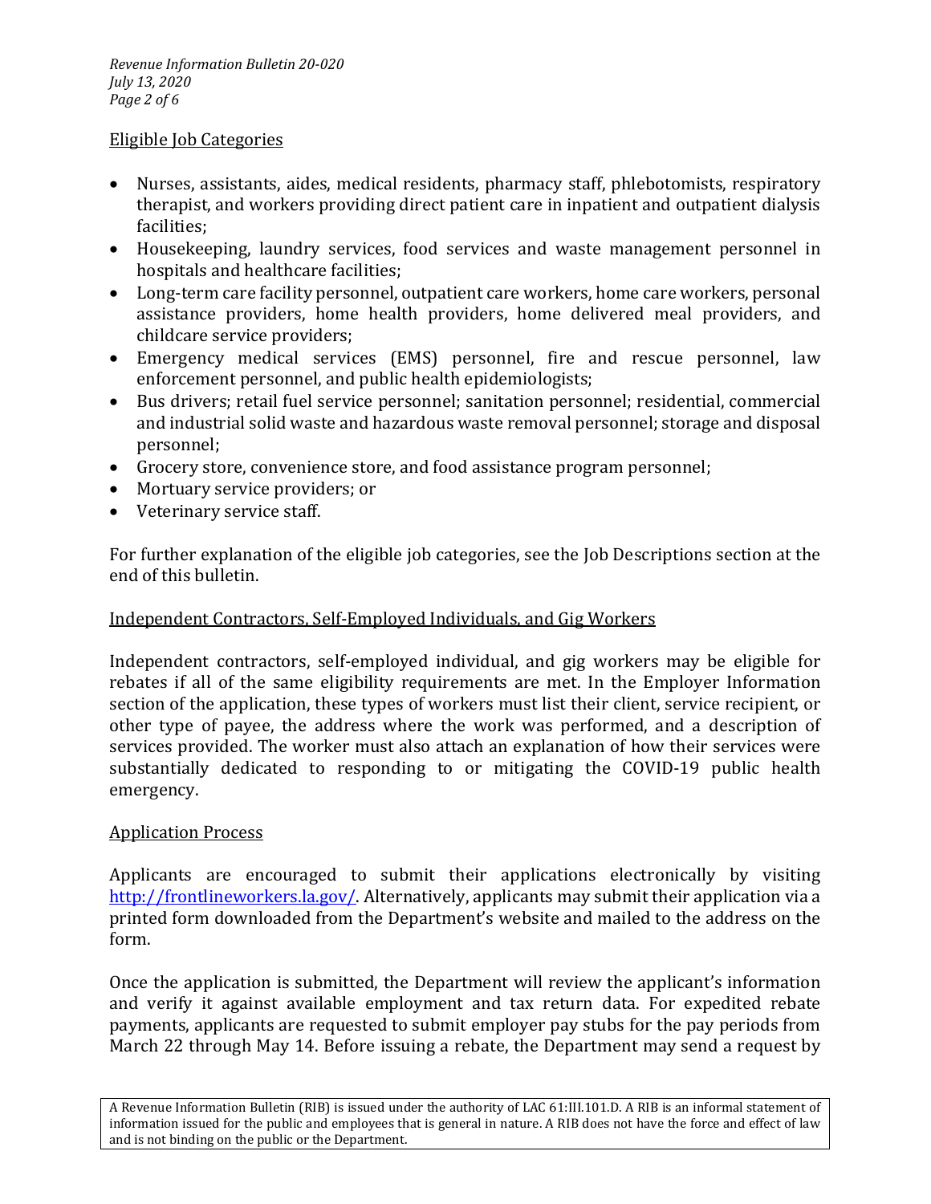## Eligible Job Categories

- Nurses, assistants, aides, medical residents, pharmacy staff, phlebotomists, respiratory therapist, and workers providing direct patient care in inpatient and outpatient dialysis facilities;
- Housekeeping, laundry services, food services and waste management personnel in hospitals and healthcare facilities;
- Long-term care facility personnel, outpatient care workers, home care workers, personal assistance providers, home health providers, home delivered meal providers, and childcare service providers;
- Emergency medical services (EMS) personnel, fire and rescue personnel, law enforcement personnel, and public health epidemiologists;
- Bus drivers; retail fuel service personnel; sanitation personnel; residential, commercial and industrial solid waste and hazardous waste removal personnel; storage and disposal personnel;
- Grocery store, convenience store, and food assistance program personnel;
- Mortuary service providers; or
- Veterinary service staff.

For further explanation of the eligible job categories, see the Job Descriptions section at the end of this bulletin.

## Independent Contractors, Self-Employed Individuals, and Gig Workers

Independent contractors, self-employed individual, and gig workers may be eligible for rebates if all of the same eligibility requirements are met. In the Employer Information section of the application, these types of workers must list their client, service recipient, or other type of payee, the address where the work was performed, and a description of services provided. The worker must also attach an explanation of how their services were substantially dedicated to responding to or mitigating the COVID-19 public health emergency.

## Application Process

Applicants are encouraged to submit their applications electronically by visiting http://frontlineworkers.la.gov/. Alternatively, applicants may submit their application via a printed form downloaded from the Department's website and mailed to the address on the form.

Once the application is submitted, the Department will review the applicant's information and verify it against available employment and tax return data. For expedited rebate payments, applicants are requested to submit employer pay stubs for the pay periods from March 22 through May 14. Before issuing a rebate, the Department may send a request by

A Revenue Information Bulletin (RIB) is issued under the authority of LAC 61:III.101.D. A RIB is an informal statement of information issued for the public and employees that is general in nature. A RIB does not have the force and effect of law and is not binding on the public or the Department.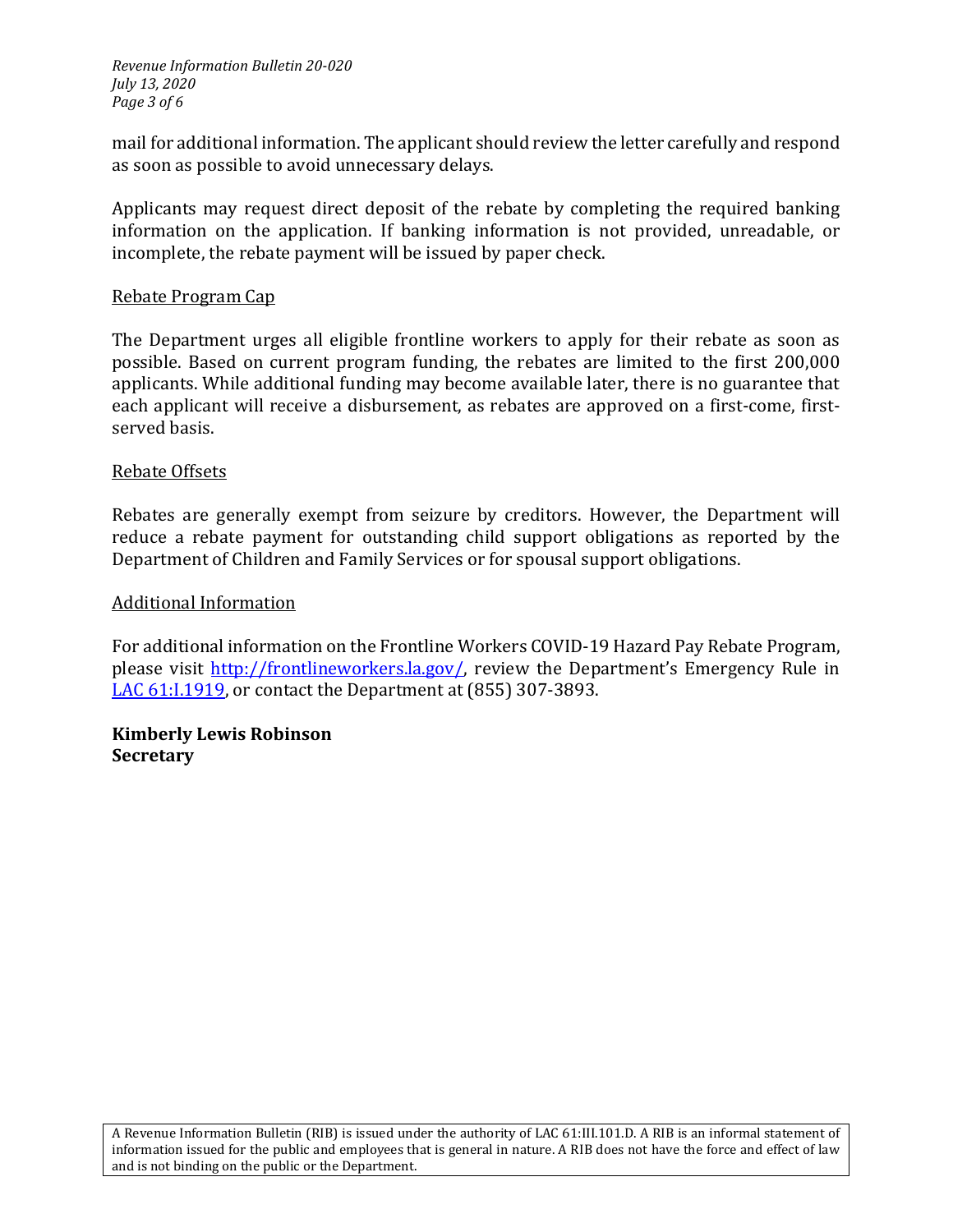mail for additional information. The applicant should review the letter carefully and respond as soon as possible to avoid unnecessary delays.

Applicants may request direct deposit of the rebate by completing the required banking information on the application. If banking information is not provided, unreadable, or incomplete, the rebate payment will be issued by paper check.

## Rebate Program Cap

The Department urges all eligible frontline workers to apply for their rebate as soon as possible. Based on current program funding, the rebates are limited to the first 200,000 applicants. While additional funding may become available later, there is no guarantee that each applicant will receive a disbursement, as rebates are approved on a first-come, first-served basis.

## Rebate Offsets

Rebates are generally exempt from seizure by creditors. However, the Department will reduce a rebate payment for outstanding child support obligations as reported by the Department of Children and Family Services or for spousal support obligations.

## Additional Information

For additional information on the Frontline Workers COVID-19 Hazard Pay Rebate Program, please visit [http://frontlineworkers.la.gov/](http://frontlineworkers.la.gov/), review the Department's Emergency Rule in LAC 61:I.1919, or contact the Department at (855) 307-3893.

**Kimberly Lewis Robinson**
**Secretary**

A Revenue Information Bulletin (RIB) is issued under the authority of LAC 61:III.101.D. A RIB is an informal statement of information issued for the public and employees that is general in nature. A RIB does not have the force and effect of law and is not binding on the public or the Department.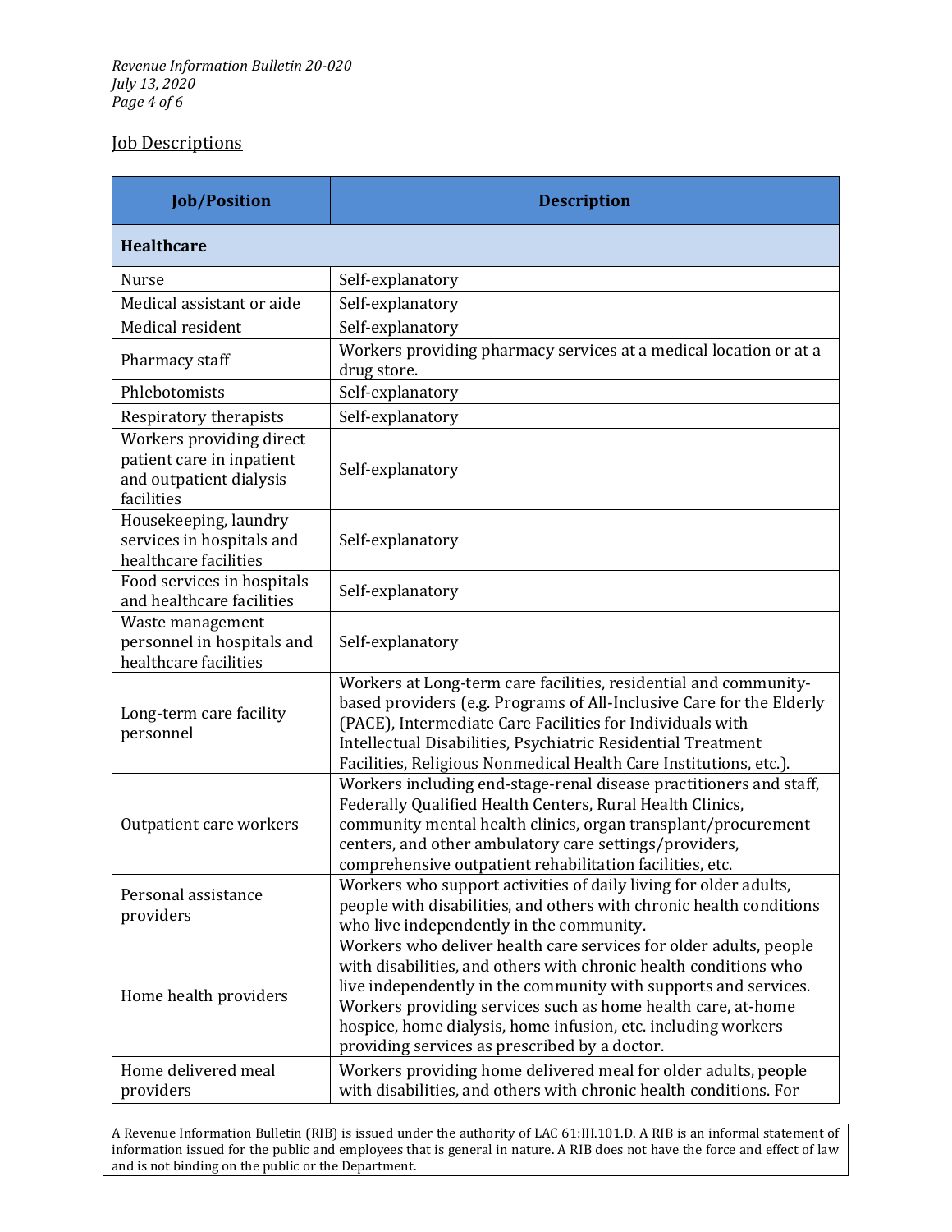## Job Descriptions

| Job/Position | Description |
|---|---|
| **Healthcare** | |
| Nurse | Self-explanatory |
| Medical assistant or aide | Self-explanatory |
| Medical resident | Self-explanatory |
| Pharmacy staff | Workers providing pharmacy services at a medical location or at a drug store. |
| Phlebotomists | Self-explanatory |
| Respiratory therapists | Self-explanatory |
| Workers providing direct patient care in inpatient and outpatient dialysis facilities | Self-explanatory |
| Housekeeping, laundry services in hospitals and healthcare facilities | Self-explanatory |
| Food services in hospitals and healthcare facilities | Self-explanatory |
| Waste management personnel in hospitals and healthcare facilities | Self-explanatory |
| Long-term care facility personnel | Workers at Long-term care facilities, residential and community-based providers (e.g. Programs of All-Inclusive Care for the Elderly (PACE), Intermediate Care Facilities for Individuals with Intellectual Disabilities, Psychiatric Residential Treatment Facilities, Religious Nonmedical Health Care Institutions, etc.). |
| Outpatient care workers | Workers including end-stage-renal disease practitioners and staff, Federally Qualified Health Centers, Rural Health Clinics, community mental health clinics, organ transplant/procurement centers, and other ambulatory care settings/providers, comprehensive outpatient rehabilitation facilities, etc. |
| Personal assistance providers | Workers who support activities of daily living for older adults, people with disabilities, and others with chronic health conditions who live independently in the community. |
| Home health providers | Workers who deliver health care services for older adults, people with disabilities, and others with chronic health conditions who live independently in the community with supports and services. Workers providing services such as home health care, at-home hospice, home dialysis, home infusion, etc. including workers providing services as prescribed by a doctor. |
| Home delivered meal providers | Workers providing home delivered meal for older adults, people with disabilities, and others with chronic health conditions. For |

A Revenue Information Bulletin (RIB) is issued under the authority of LAC 61:III.101.D. A RIB is an informal statement of information issued for the public and employees that is general in nature. A RIB does not have the force and effect of law and is not binding on the public or the Department.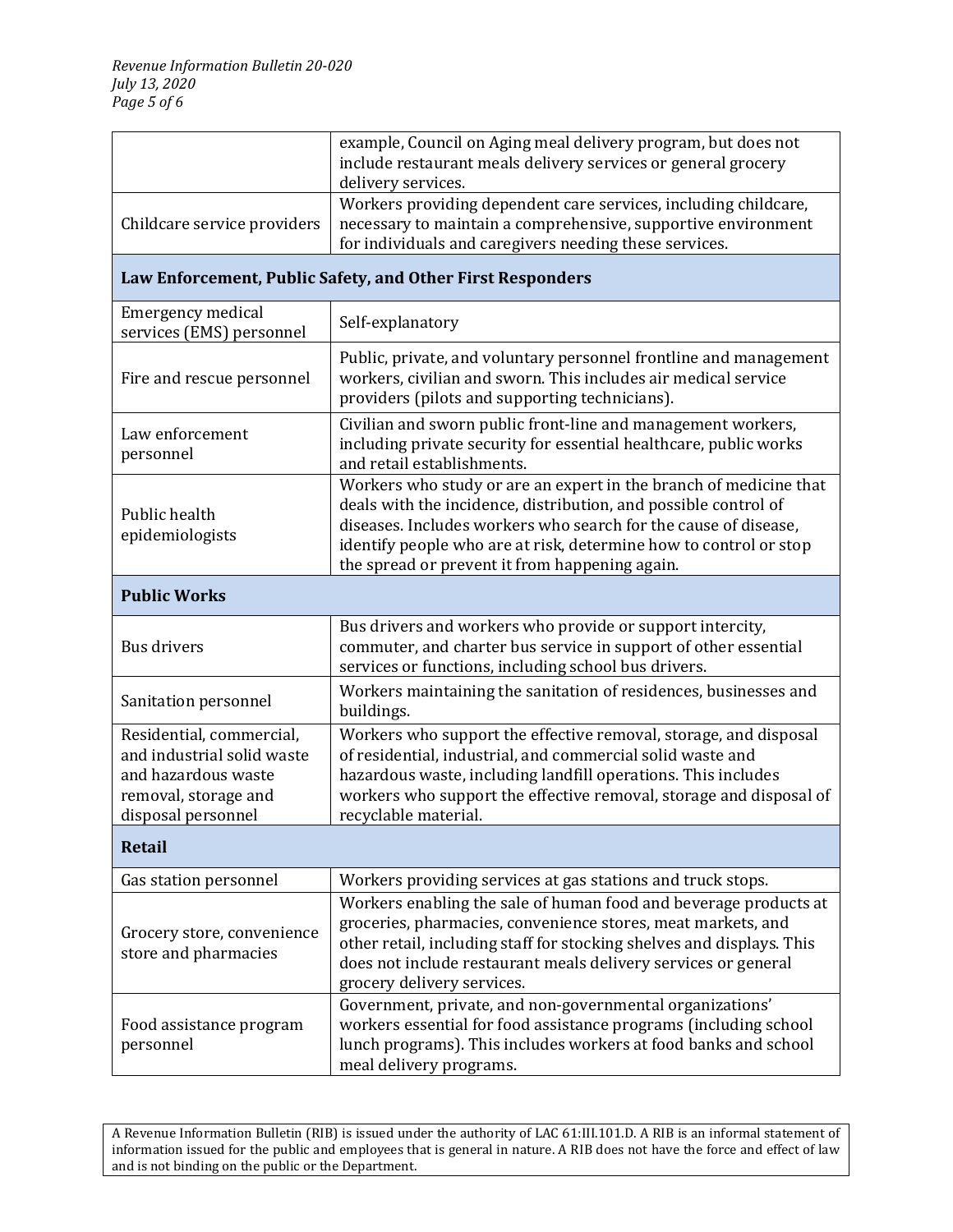| | |
|---|---|
| | example, Council on Aging meal delivery program, but does not include restaurant meals delivery services or general grocery delivery services. |
| Childcare service providers | Workers providing dependent care services, including childcare, necessary to maintain a comprehensive, supportive environment for individuals and caregivers needing these services. |
| **Law Enforcement, Public Safety, and Other First Responders** | |
| Emergency medical services (EMS) personnel | Self-explanatory |
| Fire and rescue personnel | Public, private, and voluntary personnel frontline and management workers, civilian and sworn. This includes air medical service providers (pilots and supporting technicians). |
| Law enforcement personnel | Civilian and sworn public front-line and management workers, including private security for essential healthcare, public works and retail establishments. |
| Public health epidemiologists | Workers who study or are an expert in the branch of medicine that deals with the incidence, distribution, and possible control of diseases. Includes workers who search for the cause of disease, identify people who are at risk, determine how to control or stop the spread or prevent it from happening again. |
| **Public Works** | |
| Bus drivers | Bus drivers and workers who provide or support intercity, commuter, and charter bus service in support of other essential services or functions, including school bus drivers. |
| Sanitation personnel | Workers maintaining the sanitation of residences, businesses and buildings. |
| Residential, commercial, and industrial solid waste and hazardous waste removal, storage and disposal personnel | Workers who support the effective removal, storage, and disposal of residential, industrial, and commercial solid waste and hazardous waste, including landfill operations. This includes workers who support the effective removal, storage and disposal of recyclable material. |
| **Retail** | |
| Gas station personnel | Workers providing services at gas stations and truck stops. |
| Grocery store, convenience store and pharmacies | Workers enabling the sale of human food and beverage products at groceries, pharmacies, convenience stores, meat markets, and other retail, including staff for stocking shelves and displays. This does not include restaurant meals delivery services or general grocery delivery services. |
| Food assistance program personnel | Government, private, and non-governmental organizations' workers essential for food assistance programs (including school lunch programs). This includes workers at food banks and school meal delivery programs. |

A Revenue Information Bulletin (RIB) is issued under the authority of LAC 61:III.101.D. A RIB is an informal statement of information issued for the public and employees that is general in nature. A RIB does not have the force and effect of law and is not binding on the public or the Department.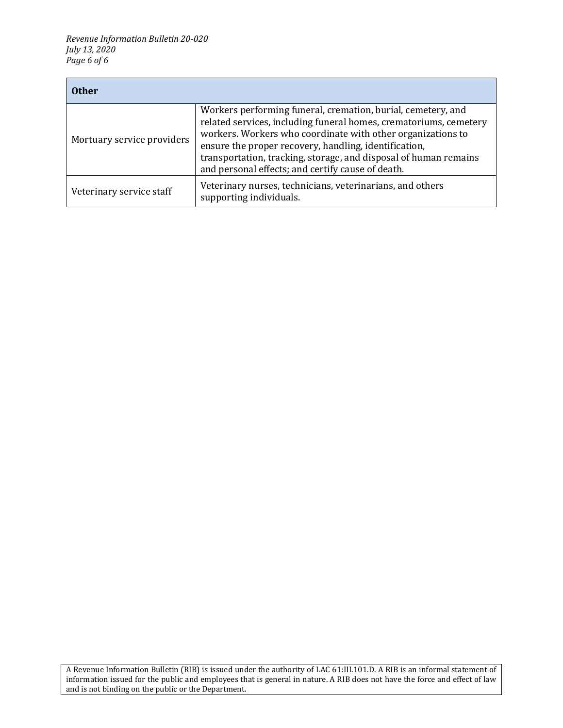| Other | |
|---|---|
| Mortuary service providers | Workers performing funeral, cremation, burial, cemetery, and related services, including funeral homes, crematoriums, cemetery workers. Workers who coordinate with other organizations to ensure the proper recovery, handling, identification, transportation, tracking, storage, and disposal of human remains and personal effects; and certify cause of death. |
| Veterinary service staff | Veterinary nurses, technicians, veterinarians, and others supporting individuals. |

A Revenue Information Bulletin (RIB) is issued under the authority of LAC 61:III.101.D. A RIB is an informal statement of information issued for the public and employees that is general in nature. A RIB does not have the force and effect of law and is not binding on the public or the Department.